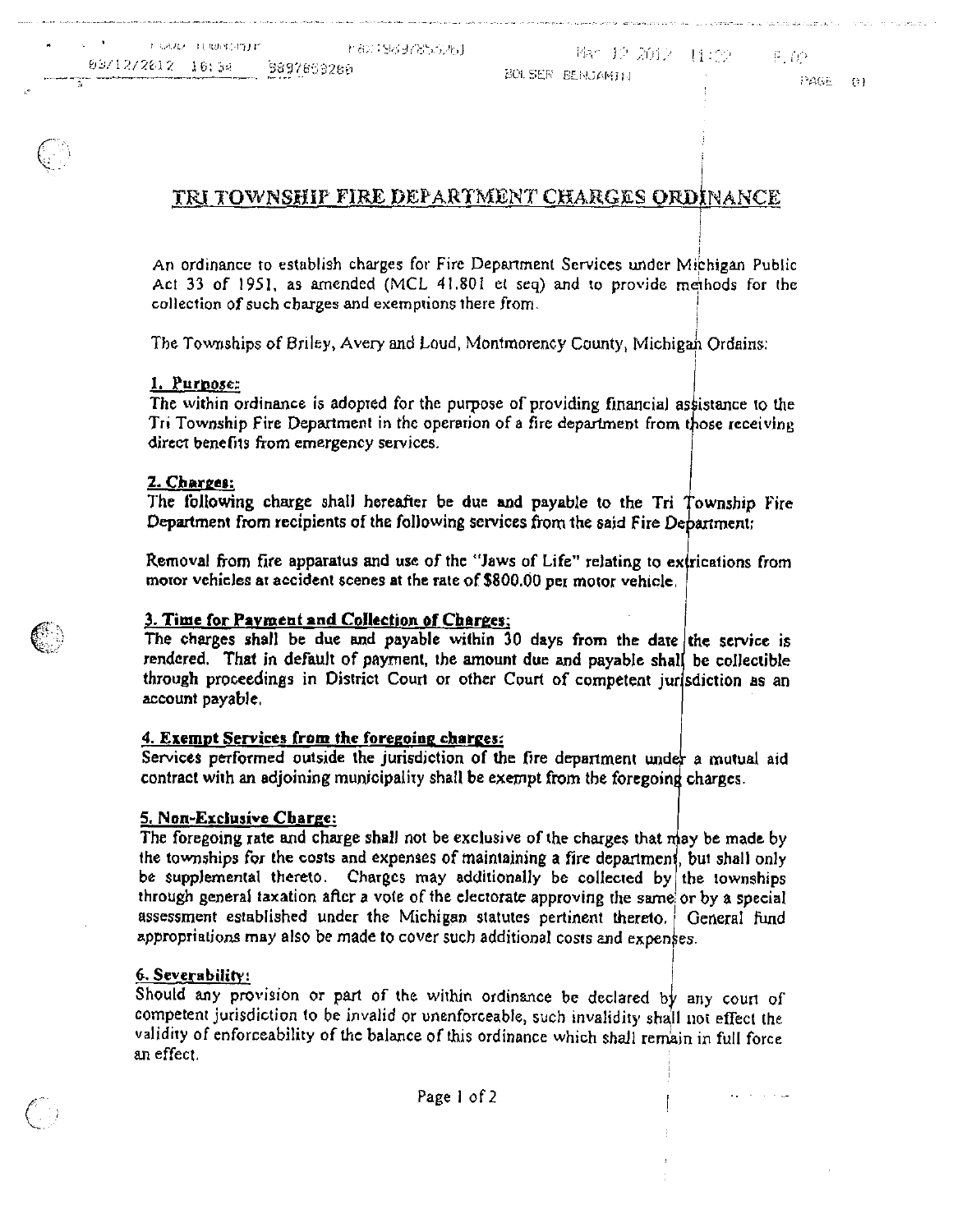# TRI TOWNSHIP FIRE DEPARTMENT CHARGES ORDINANCE

An ordinance to establish charges for Fire Department Services under Michigan Public Act 33 of 1951, as amended (MCL 41.801 et seq) and to provide methods for the collection of such charges and exemptions there from.

The Townships of Briley, Avery and Loud, Montmorency County, Michigan Ordains:

## 1. Purpose:

The within ordinance is adopted for the purpose of providing financial assistance to the Tri Township Fire Department in the operation of a fire department from those receiving direct benefits from emergency services.

## 2. Charges:

The following charge shall hereafter be due and payable to the Tri Township Fire Department from recipients of the following services from the said Fire Department:

Removal from fire apparatus and use of the "Jaws of Life" relating to extrications from motor vehicles at accident scenes at the rate of $800.00 per motor vehicle.

## 3. Time for Payment and Collection of Charges:

The charges shall be due and payable within 30 days from the date the service is rendered. That in default of payment, the amount due and payable shall be collectible through proceedings in District Court or other Court of competent jurisdiction as an account payable.

## 4. Exempt Services from the foregoing charges:

Services performed outside the jurisdiction of the fire department under a mutual aid contract with an adjoining municipality shall be exempt from the foregoing charges.

## 5. Non-Exclusive Charge:

The foregoing rate and charge shall not be exclusive of the charges that may be made by the townships for the costs and expenses of maintaining a fire department, but shall only be supplemental thereto. Charges may additionally be collected by the townships through general taxation after a vote of the electorate approving the same or by a special assessment established under the Michigan statutes pertinent thereto. General fund appropriations may also be made to cover such additional costs and expenses.

## 6. Severability:

Should any provision or part of the within ordinance be declared by any court of competent jurisdiction to be invalid or unenforceable, such invalidity shall not effect the validity of enforceability of the balance of this ordinance which shall remain in full force an effect.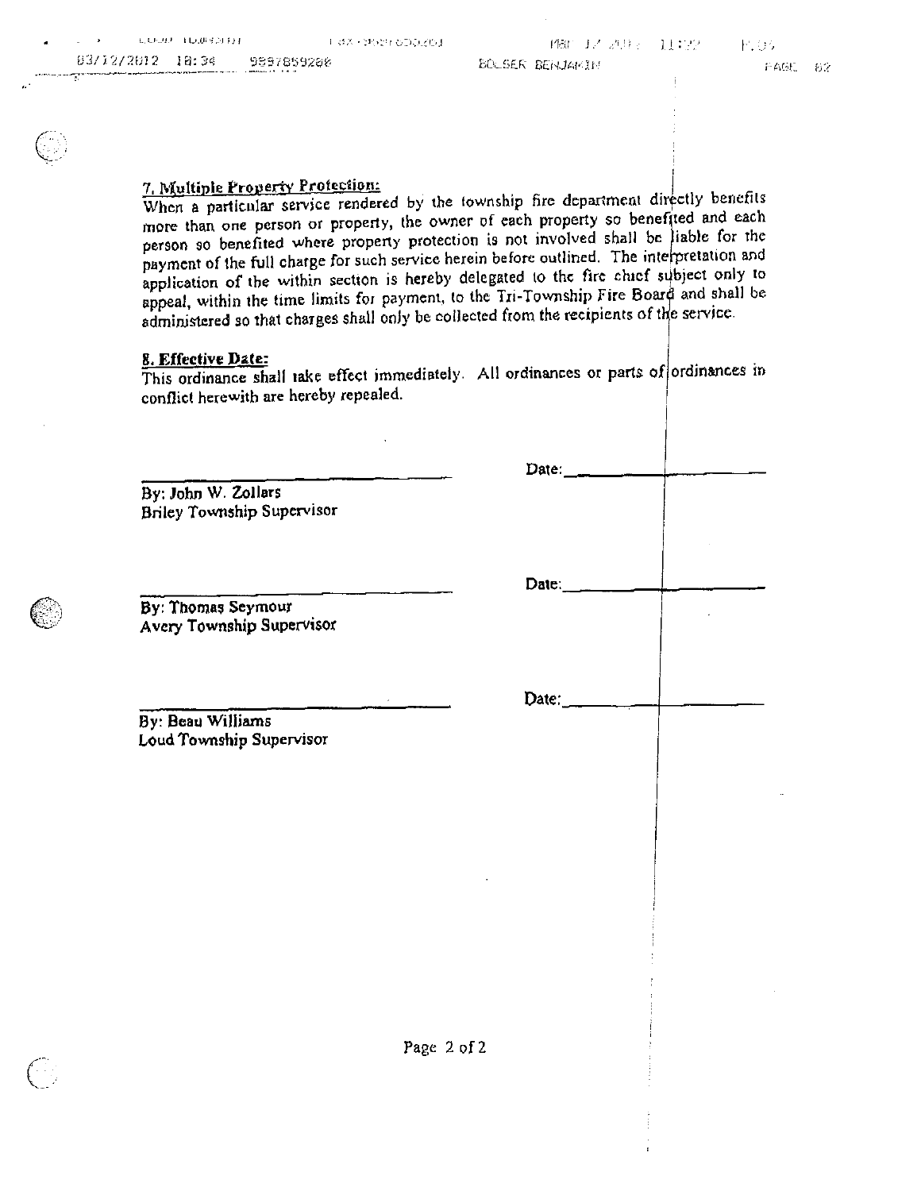**7. Multiple Property Protection:**

When a particular service rendered by the township fire department directly benefits more than one person or property, the owner of each property so benefited and each person so benefited where property protection is not involved shall be liable for the payment of the full charge for such service herein before outlined. The interpretation and application of the within section is hereby delegated to the fire chief subject only to appeal, within the time limits for payment, to the Tri-Township Fire Board and shall be administered so that charges shall only be collected from the recipients of the service.

**8. Effective Date:**

This ordinance shall take effect immediately. All ordinances or parts of ordinances in conflict herewith are hereby repealed.

\_\_\_\_\_\_\_\_\_\_\_\_\_\_\_\_\_\_\_\_\_\_\_\_\_\_\_\_ Date:\_\_\_\_\_\_\_\_\_\_\_\_\_\_\_\_\_\_

By: John W. Zollars
Briley Township Supervisor

\_\_\_\_\_\_\_\_\_\_\_\_\_\_\_\_\_\_\_\_\_\_\_\_\_\_\_\_ Date:\_\_\_\_\_\_\_\_\_\_\_\_\_\_\_\_\_\_

By: Thomas Seymour
Avery Township Supervisor

\_\_\_\_\_\_\_\_\_\_\_\_\_\_\_\_\_\_\_\_\_\_\_\_\_\_\_\_ Date:\_\_\_\_\_\_\_\_\_\_\_\_\_\_\_\_\_\_

By: Beau Williams
Loud Township Supervisor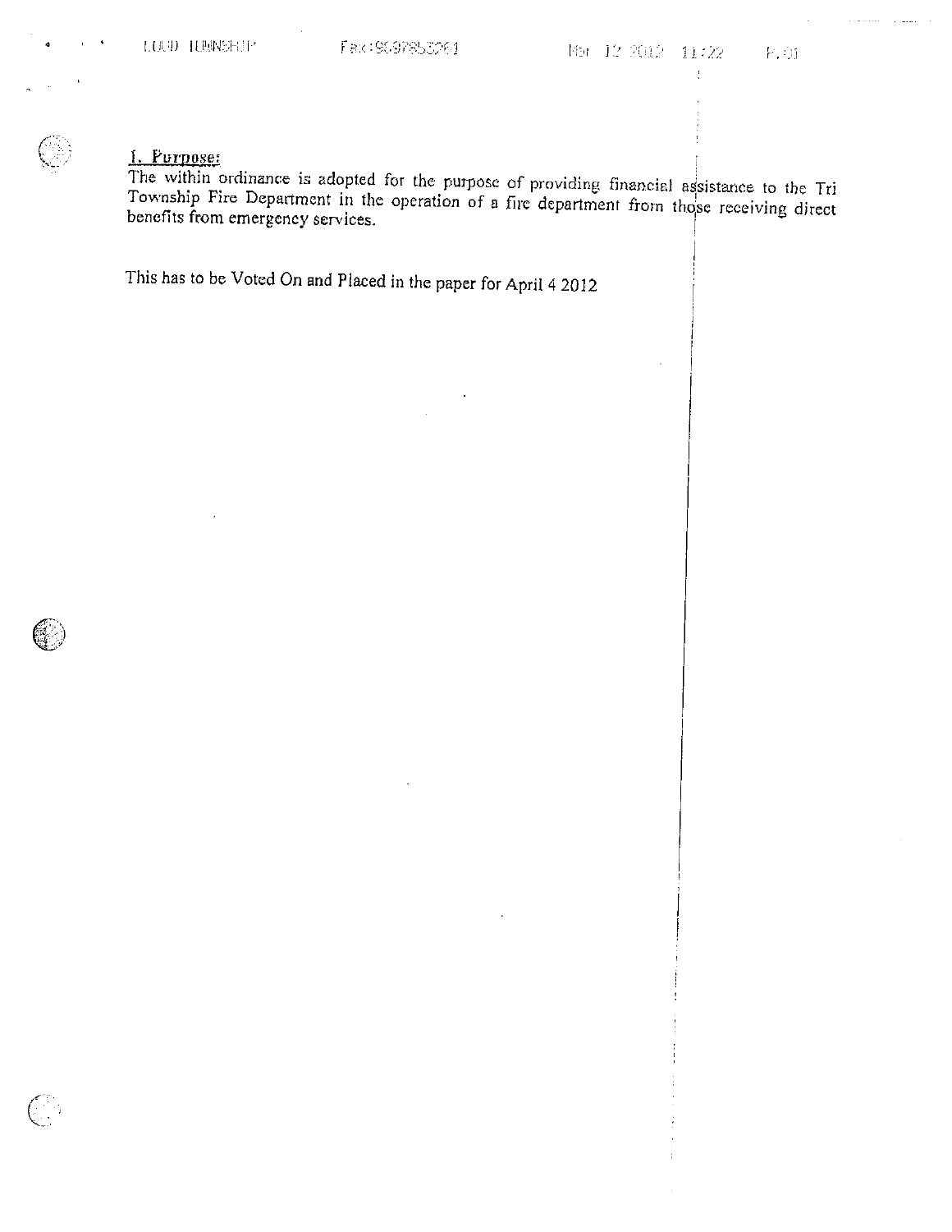## I. Purpose:

The within ordinance is adopted for the purpose of providing financial assistance to the Tri Township Fire Department in the operation of a fire department from those receiving direct benefits from emergency services.

This has to be Voted On and Placed in the paper for April 4 2012